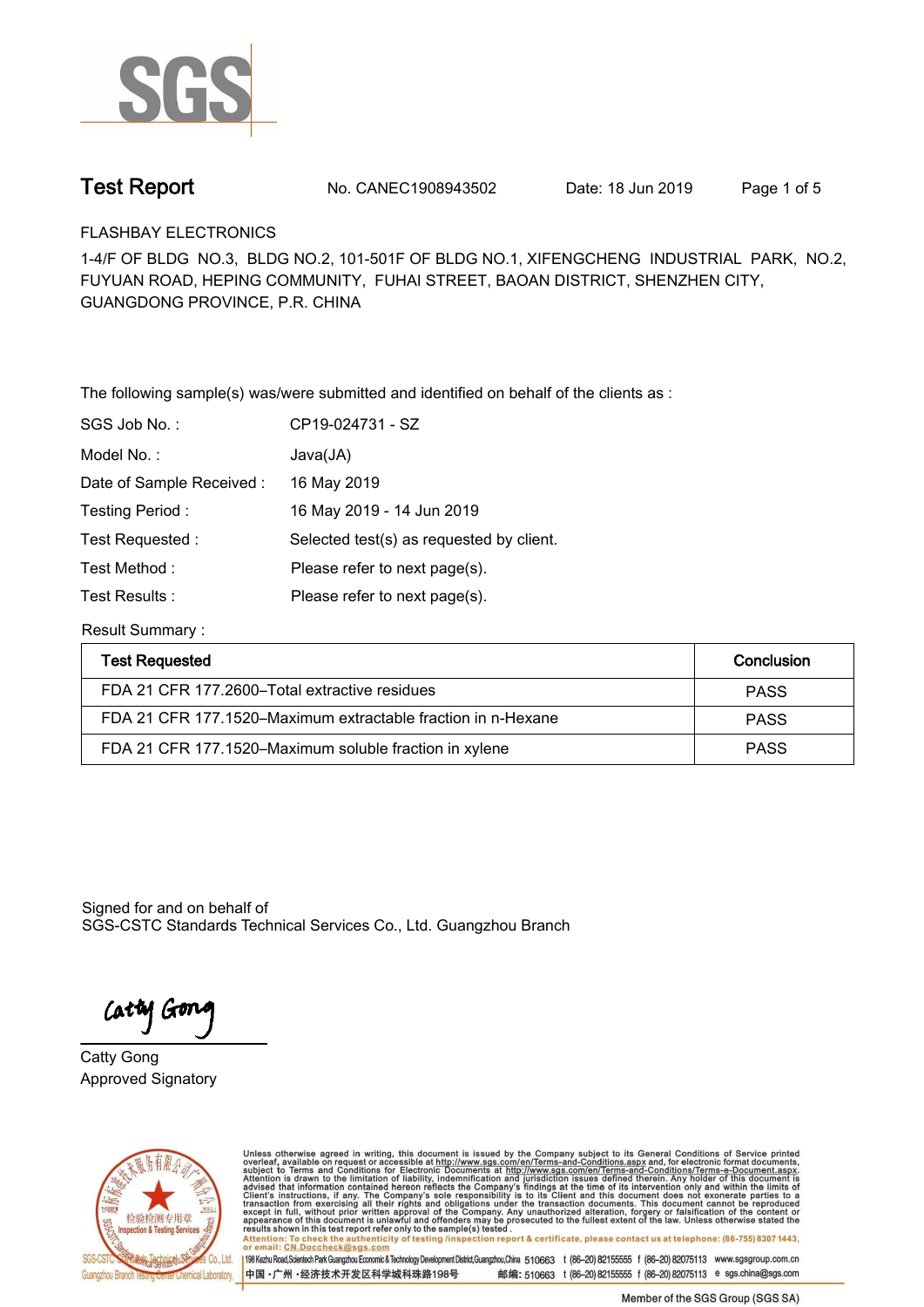# Test Report

No. CANEC1908943502 Date: 18 Jun 2019

FLASHBAY ELECTRONICS

1-4/F OF BLDG NO.3, BLDG NO.2, 101-501F OF BLDG NO.1, XIFENGCHENG INDUSTRIAL PARK, NO.2, FUYUAN ROAD, HEPING COMMUNITY, FUHAI STREET, BAOAN DISTRICT, SHENZHEN CITY, GUANGDONG PROVINCE, P.R. CHINA

The following sample(s) was/were submitted and identified on behalf of the clients as :

| | |
|---|---|
| SGS Job No. : | CP19-024731 - SZ |
| Model No. : | Java(JA) |
| Date of Sample Received : | 16 May 2019 |
| Testing Period : | 16 May 2019 - 14 Jun 2019 |
| Test Requested : | Selected test(s) as requested by client. |
| Test Method : | Please refer to next page(s). |
| Test Results : | Please refer to next page(s). |

Result Summary :

| Test Requested | Conclusion |
|---|---|
| FDA 21 CFR 177.2600–Total extractive residues | PASS |
| FDA 21 CFR 177.1520–Maximum extractable fraction in n-Hexane | PASS |
| FDA 21 CFR 177.1520–Maximum soluble fraction in xylene | PASS |

Signed for and on behalf of
SGS-CSTC Standards Technical Services Co., Ltd. Guangzhou Branch

Catty Gong
Approved Signatory

Unless otherwise agreed in writing, this document is issued by the Company subject to its General Conditions of Service printed overleaf, available on request or accessible at http://www.sgs.com/en/Terms-and-Conditions.aspx and, for electronic format documents, subject to Terms and Conditions for Electronic Documents at http://www.sgs.com/en/Terms-and-Conditions/Terms-e-Document.aspx. Attention is drawn to the limitation of liability, indemnification and jurisdiction issues defined therein. Any holder of this document is advised that information contained hereon reflects the Company's findings at the time of its intervention only and within the limits of Client's instructions, if any. The Company's sole responsibility is to its Client and this document does not exonerate parties to a transaction from exercising all their rights and obligations under the transaction documents. This document cannot be reproduced except in full, without prior written approval of the Company. Any unauthorized alteration, forgery or falsification of the content or appearance of this document is unlawful and offenders may be prosecuted to the fullest extent of the law. Unless otherwise stated the results shown in this test report refer only to the sample(s) tested .

Attention: To check the authenticity of testing /inspection report & certificate, please contact us at telephone: (86-755) 8307 1443, or email: CN.Doccheck@sgs.com

198 Kezhu Road,Scientech Park Guangzhou Economic & Technology Development District,Guangzhou,China 510663 t (86–20) 82155555 f (86–20) 82075113 www.sgsgroup.com.cn

中国・广州・经济技术开发区科学城科珠路198号 邮编: 510663 t (86–20) 82155555 f (86–20) 82075113 e sgs.china@sgs.com

Member of the SGS Group (SGS SA)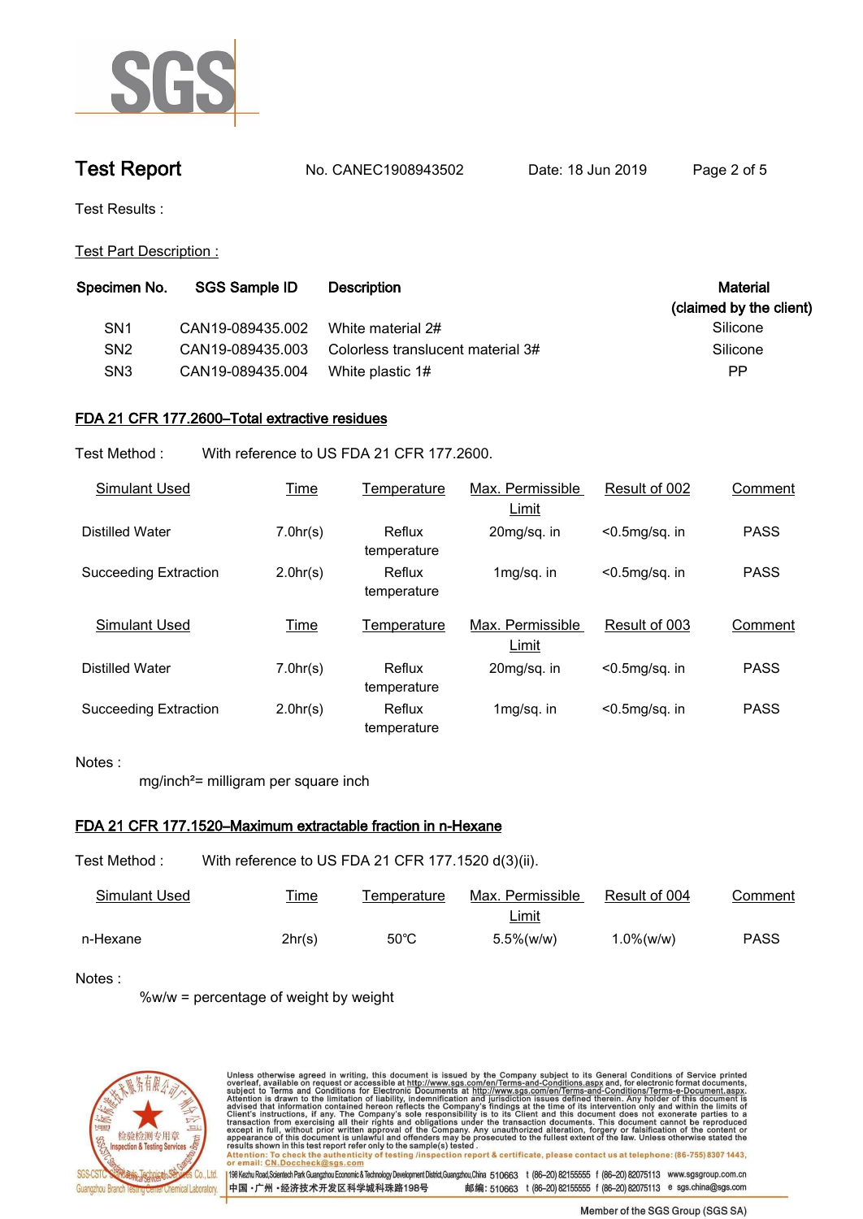# Test Report

No. CANEC1908943502　　Date: 18 Jun 2019

Test Results :

Test Part Description :

| Specimen No. | SGS Sample ID | Description | Material (claimed by the client) |
|---|---|---|---|
| SN1 | CAN19-089435.002 | White material 2# | Silicone |
| SN2 | CAN19-089435.003 | Colorless translucent material 3# | Silicone |
| SN3 | CAN19-089435.004 | White plastic 1# | PP |

## FDA 21 CFR 177.2600–Total extractive residues

Test Method : With reference to US FDA 21 CFR 177.2600.

| Simulant Used | Time | Temperature | Max. Permissible Limit | Result of 002 | Comment |
|---|---|---|---|---|---|
| Distilled Water | 7.0hr(s) | Reflux temperature | 20mg/sq. in | <0.5mg/sq. in | PASS |
| Succeeding Extraction | 2.0hr(s) | Reflux temperature | 1mg/sq. in | <0.5mg/sq. in | PASS |

| Simulant Used | Time | Temperature | Max. Permissible Limit | Result of 003 | Comment |
|---|---|---|---|---|---|
| Distilled Water | 7.0hr(s) | Reflux temperature | 20mg/sq. in | <0.5mg/sq. in | PASS |
| Succeeding Extraction | 2.0hr(s) | Reflux temperature | 1mg/sq. in | <0.5mg/sq. in | PASS |

Notes :

mg/inch² = milligram per square inch

## FDA 21 CFR 177.1520–Maximum extractable fraction in n-Hexane

Test Method : With reference to US FDA 21 CFR 177.1520 d(3)(ii).

| Simulant Used | Time | Temperature | Max. Permissible Limit | Result of 004 | Comment |
|---|---|---|---|---|---|
| n-Hexane | 2hr(s) | 50℃ | 5.5%(w/w) | 1.0%(w/w) | PASS |

Notes :

%w/w = percentage of weight by weight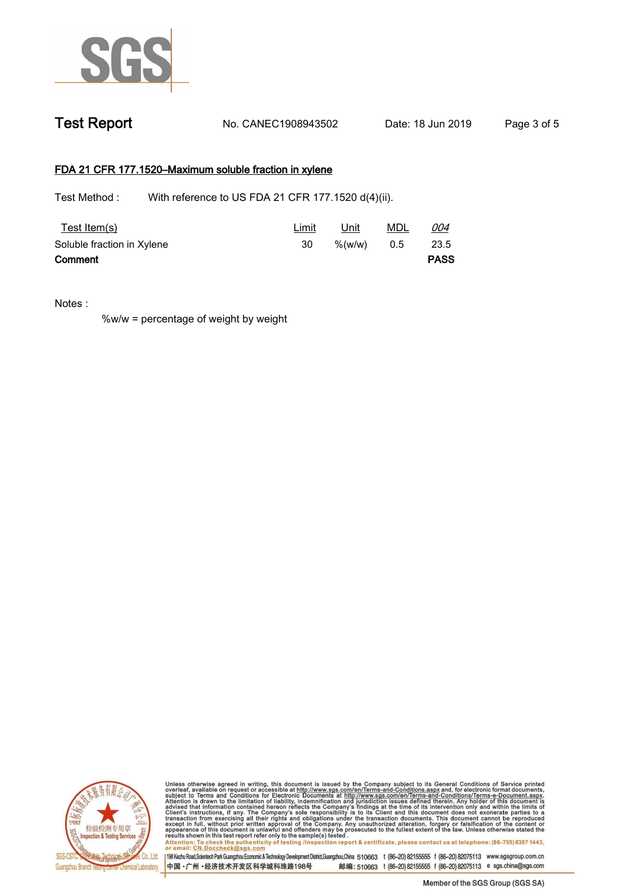## Test Report

No. CANEC1908943502 Date: 18 Jun 2019

### FDA 21 CFR 177.1520–Maximum soluble fraction in xylene

Test Method : With reference to US FDA 21 CFR 177.1520 d(4)(ii).

| Test Item(s) | Limit | Unit | MDL | *004* |
|---|---|---|---|---|
| Soluble fraction in Xylene | 30 | %(w/w) | 0.5 | 23.5 |
| **Comment** | | | | **PASS** |

Notes :

%w/w = percentage of weight by weight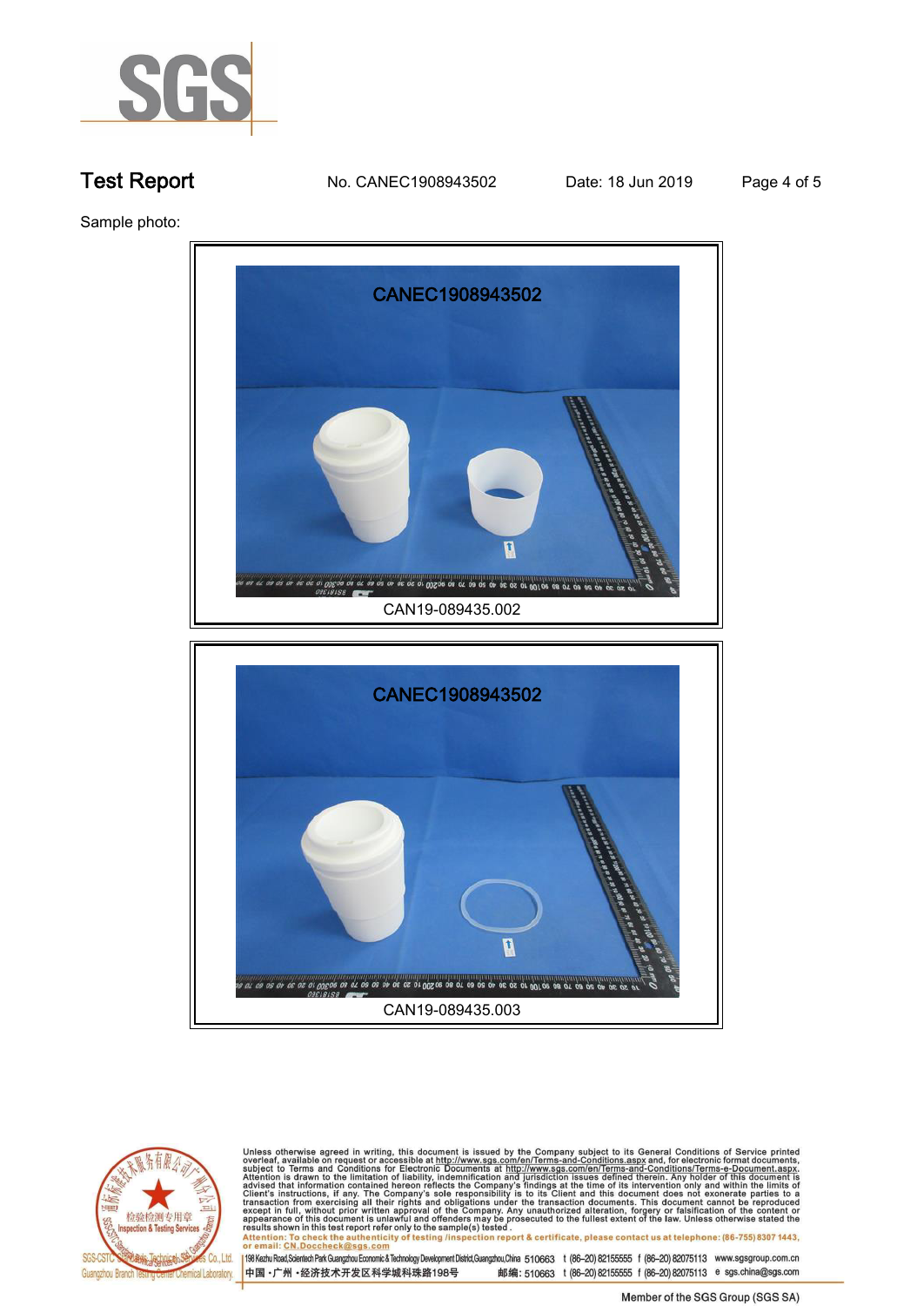Sample photo:

CANEC1908943502

CAN19-089435.002

CANEC1908943502

CAN19-089435.003

Unless otherwise agreed in writing, this document is issued by the Company subject to its General Conditions of Service printed overleaf, available on request or accessible at http://www.sgs.com/en/Terms-and-Conditions.aspx and, for electronic format documents, subject to Terms and Conditions for Electronic Documents at http://www.sgs.com/en/Terms-and-Conditions/Terms-e-Document.aspx. Attention is drawn to the limitation of liability, indemnification and jurisdiction issues defined therein. Any holder of this document is advised that information contained hereon reflects the Company's findings at the time of its intervention only and within the limits of Client's instructions, if any. The Company's sole responsibility is to its Client and this document does not exonerate parties to a transaction from exercising all their rights and obligations under the transaction documents. This document cannot be reproduced except in full, without prior written approval of the Company. Any unauthorized alteration, forgery or falsification of the content or appearance of this document is unlawful and offenders may be prosecuted to the fullest extent of the law. Unless otherwise stated the results shown in this test report refer only to the sample(s) tested.

Attention: To check the authenticity of testing /inspection report & certificate, please contact us at telephone: (86-755) 8307 1443, or email: CN.Doccheck@sgs.com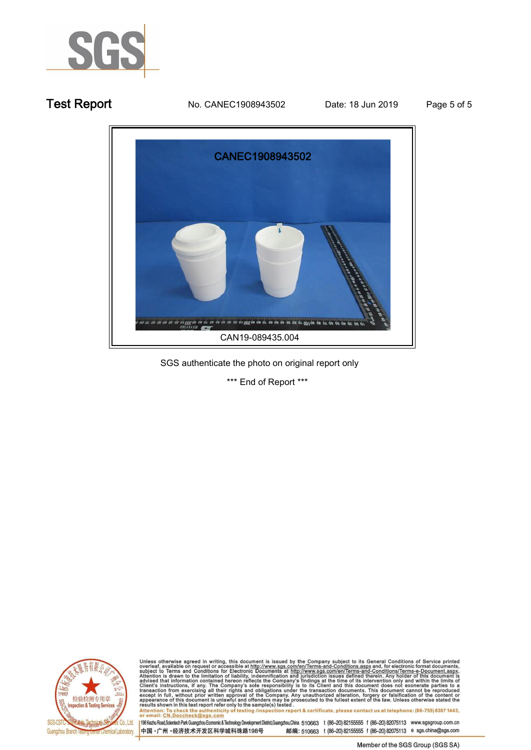CANEC1908943502

CAN19-089435.004

SGS authenticate the photo on original report only

*** End of Report ***

Unless otherwise agreed in writing, this document is issued by the Company subject to its General Conditions of Service printed overleaf, available on request or accessible at http://www.sgs.com/en/Terms-and-Conditions.aspx and, for electronic format documents, subject to Terms and Conditions for Electronic Documents at http://www.sgs.com/en/Terms-and-Conditions/Terms-e-Document.aspx. Attention is drawn to the limitation of liability, indemnification and jurisdiction issues defined therein. Any holder of this document is advised that information contained hereon reflects the Company's findings at the time of its intervention only and within the limits of Client's instructions, if any. The Company's sole responsibility is to its Client and this document does not exonerate parties to a transaction from exercising all their rights and obligations under the transaction documents. This document cannot be reproduced except in full, without prior written approval of the Company. Any unauthorized alteration, forgery or falsification of the content or appearance of this document is unlawful and offenders may be prosecuted to the fullest extent of the law. Unless otherwise stated the results shown in this test report refer only to the sample(s) tested.

Attention: To check the authenticity of testing /inspection report & certificate, please contact us at telephone: (86-755) 8307 1443, or email: CN.Doccheck@sgs.com

198 Kezhu Road,Scientech Park Guangzhou Economic & Technology Development District,Guangzhou,China 510663 t (86–20) 82155555 f (86–20) 82075113 www.sgsgroup.com.cn

中国 •广州 •经济技术开发区科学城科珠路198号 邮编: 510663 t (86–20) 82155555 f (86–20) 82075113 e sgs.china@sgs.com

Member of the SGS Group (SGS SA)